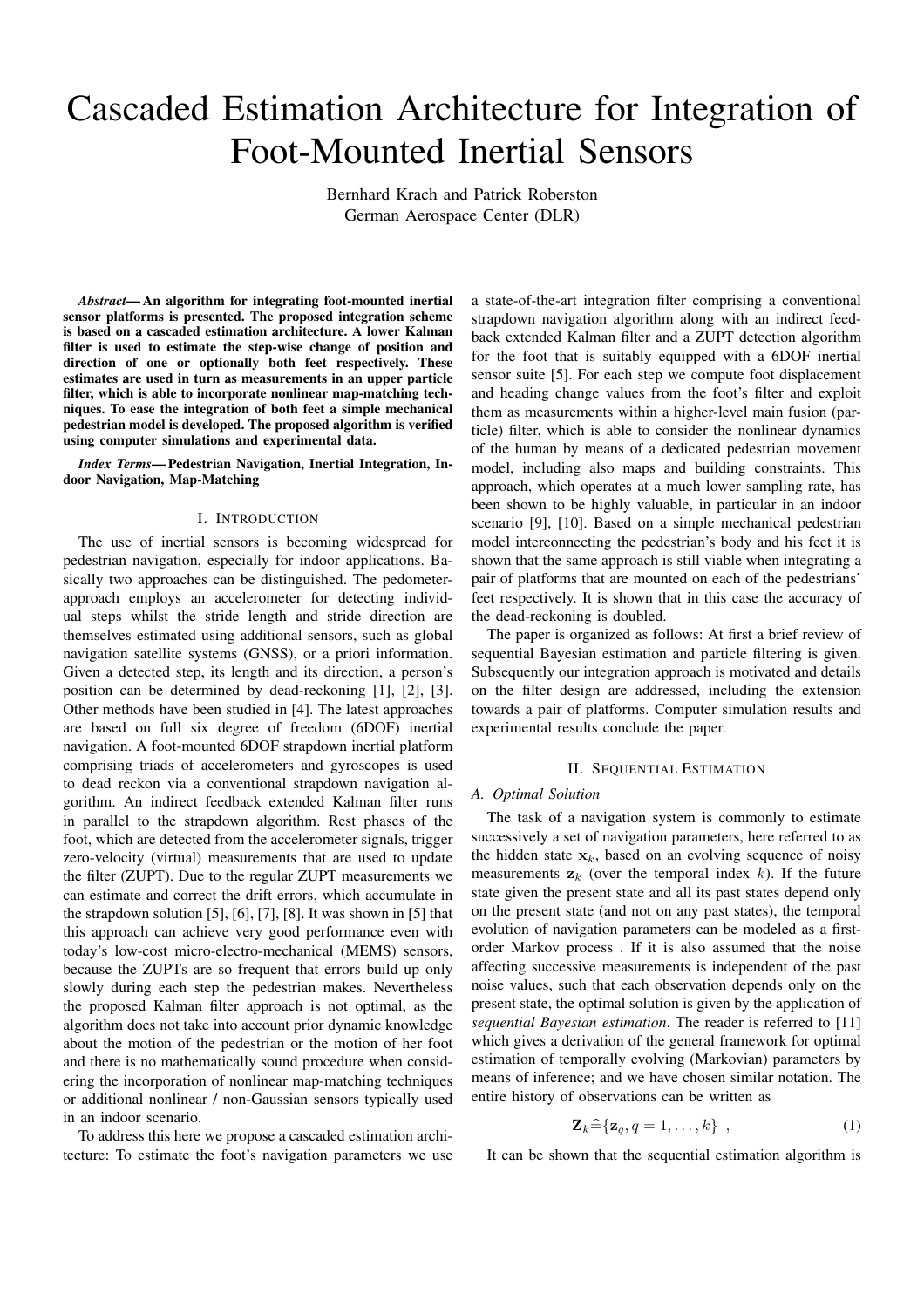# Cascaded Estimation Architecture for Integration of Foot-Mounted Inertial Sensors

Bernhard Krach and Patrick Roberston
German Aerospace Center (DLR)

***Abstract*— An algorithm for integrating foot-mounted inertial sensor platforms is presented. The proposed integration scheme is based on a cascaded estimation architecture. A lower Kalman filter is used to estimate the step-wise change of position and direction of one or optionally both feet respectively. These estimates are used in turn as measurements in an upper particle filter, which is able to incorporate nonlinear map-matching techniques. To ease the integration of both feet a simple mechanical pedestrian model is developed. The proposed algorithm is verified using computer simulations and experimental data.**

***Index Terms*— Pedestrian Navigation, Inertial Integration, Indoor Navigation, Map-Matching**

## I. Introduction

The use of inertial sensors is becoming widespread for pedestrian navigation, especially for indoor applications. Basically two approaches can be distinguished. The pedometer-approach employs an accelerometer for detecting individual steps whilst the stride length and stride direction are themselves estimated using additional sensors, such as global navigation satellite systems (GNSS), or a priori information. Given a detected step, its length and its direction, a person's position can be determined by dead-reckoning [1], [2], [3]. Other methods have been studied in [4]. The latest approaches are based on full six degree of freedom (6DOF) inertial navigation. A foot-mounted 6DOF strapdown inertial platform comprising triads of accelerometers and gyroscopes is used to dead reckon via a conventional strapdown navigation algorithm. An indirect feedback extended Kalman filter runs in parallel to the strapdown algorithm. Rest phases of the foot, which are detected from the accelerometer signals, trigger zero-velocity (virtual) measurements that are used to update the filter (ZUPT). Due to the regular ZUPT measurements we can estimate and correct the drift errors, which accumulate in the strapdown solution [5], [6], [7], [8]. It was shown in [5] that this approach can achieve very good performance even with today's low-cost micro-electro-mechanical (MEMS) sensors, because the ZUPTs are so frequent that errors build up only slowly during each step the pedestrian makes. Nevertheless the proposed Kalman filter approach is not optimal, as the algorithm does not take into account prior dynamic knowledge about the motion of the pedestrian or the motion of her foot and there is no mathematically sound procedure when considering the incorporation of nonlinear map-matching techniques or additional nonlinear / non-Gaussian sensors typically used in an indoor scenario.

To address this here we propose a cascaded estimation architecture: To estimate the foot's navigation parameters we use a state-of-the-art integration filter comprising a conventional strapdown navigation algorithm along with an indirect feedback extended Kalman filter and a ZUPT detection algorithm for the foot that is suitably equipped with a 6DOF inertial sensor suite [5]. For each step we compute foot displacement and heading change values from the foot's filter and exploit them as measurements within a higher-level main fusion (particle) filter, which is able to consider the nonlinear dynamics of the human by means of a dedicated pedestrian movement model, including also maps and building constraints. This approach, which operates at a much lower sampling rate, has been shown to be highly valuable, in particular in an indoor scenario [9], [10]. Based on a simple mechanical pedestrian model interconnecting the pedestrian's body and his feet it is shown that the same approach is still viable when integrating a pair of platforms that are mounted on each of the pedestrians' feet respectively. It is shown that in this case the accuracy of the dead-reckoning is doubled.

The paper is organized as follows: At first a brief review of sequential Bayesian estimation and particle filtering is given. Subsequently our integration approach is motivated and details on the filter design are addressed, including the extension towards a pair of platforms. Computer simulation results and experimental results conclude the paper.

## II. Sequential Estimation

### A. Optimal Solution

The task of a navigation system is commonly to estimate successively a set of navigation parameters, here referred to as the hidden state $\mathbf{x}_k$, based on an evolving sequence of noisy measurements $\mathbf{z}_k$ (over the temporal index $k$). If the future state given the present state and all its past states depend only on the present state (and not on any past states), the temporal evolution of navigation parameters can be modeled as a first-order Markov process . If it is also assumed that the noise affecting successive measurements is independent of the past noise values, such that each observation depends only on the present state, the optimal solution is given by the application of *sequential Bayesian estimation*. The reader is referred to [11] which gives a derivation of the general framework for optimal estimation of temporally evolving (Markovian) parameters by means of inference; and we have chosen similar notation. The entire history of observations can be written as

$$\mathbf{Z}_k \widehat{=} \{\mathbf{z}_q, q = 1, \ldots, k\} \ , \tag{1}$$

It can be shown that the sequential estimation algorithm is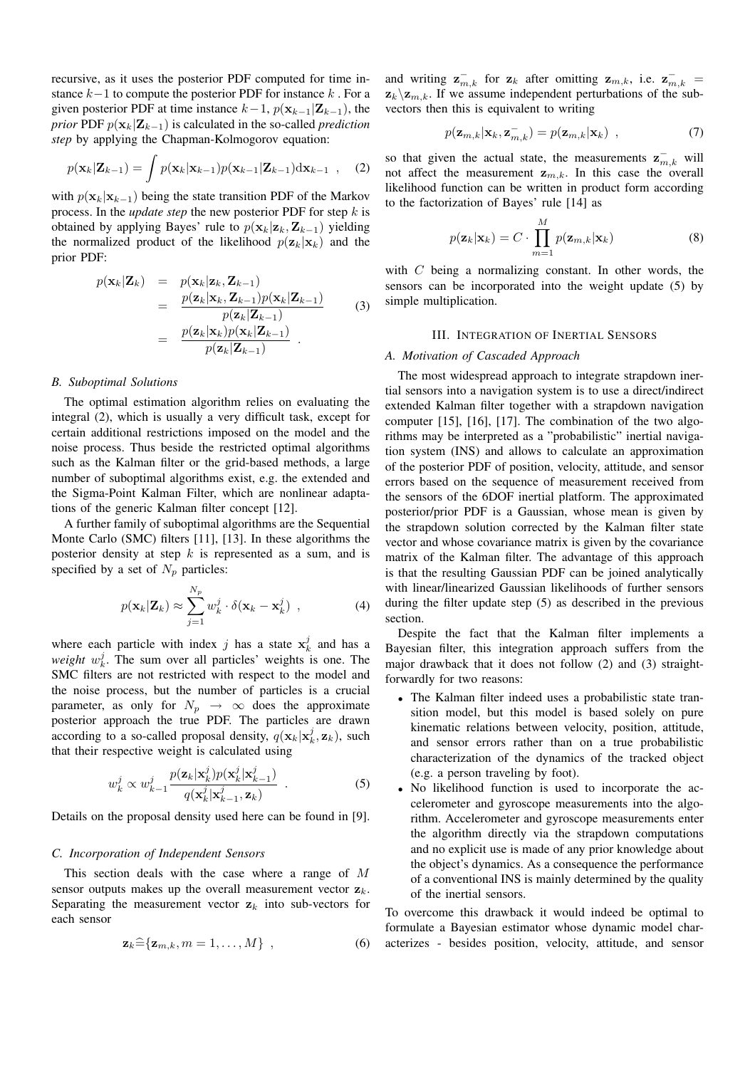recursive, as it uses the posterior PDF computed for time instance $k-1$ to compute the posterior PDF for instance $k$. For a given posterior PDF at time instance $k-1$, $p(\mathbf{x}_{k-1}|\mathbf{Z}_{k-1})$, the *prior* PDF $p(\mathbf{x}_k|\mathbf{Z}_{k-1})$ is calculated in the so-called *prediction step* by applying the Chapman-Kolmogorov equation:

$$p(\mathbf{x}_k|\mathbf{Z}_{k-1}) = \int p(\mathbf{x}_k|\mathbf{x}_{k-1}) p(\mathbf{x}_{k-1}|\mathbf{Z}_{k-1}) \mathrm{d}\mathbf{x}_{k-1} \quad , \tag{2}$$

with $p(\mathbf{x}_k|\mathbf{x}_{k-1})$ being the state transition PDF of the Markov process. In the *update step* the new posterior PDF for step $k$ is obtained by applying Bayes' rule to $p(\mathbf{x}_k|\mathbf{z}_k, \mathbf{Z}_{k-1})$ yielding the normalized product of the likelihood $p(\mathbf{z}_k|\mathbf{x}_k)$ and the prior PDF:

$$\begin{aligned} p(\mathbf{x}_k|\mathbf{Z}_k) &= p(\mathbf{x}_k|\mathbf{z}_k, \mathbf{Z}_{k-1}) \\ &= \frac{p(\mathbf{z}_k|\mathbf{x}_k, \mathbf{Z}_{k-1}) p(\mathbf{x}_k|\mathbf{Z}_{k-1})}{p(\mathbf{z}_k|\mathbf{Z}_{k-1})} \\ &= \frac{p(\mathbf{z}_k|\mathbf{x}_k) p(\mathbf{x}_k|\mathbf{Z}_{k-1})}{p(\mathbf{z}_k|\mathbf{Z}_{k-1})} \quad . \end{aligned} \tag{3}$$

### B. Suboptimal Solutions

The optimal estimation algorithm relies on evaluating the integral (2), which is usually a very difficult task, except for certain additional restrictions imposed on the model and the noise process. Thus beside the restricted optimal algorithms such as the Kalman filter or the grid-based methods, a large number of suboptimal algorithms exist, e.g. the extended and the Sigma-Point Kalman Filter, which are nonlinear adaptations of the generic Kalman filter concept [12].

A further family of suboptimal algorithms are the Sequential Monte Carlo (SMC) filters [11], [13]. In these algorithms the posterior density at step $k$ is represented as a sum, and is specified by a set of $N_p$ particles:

$$p(\mathbf{x}_k|\mathbf{Z}_k) \approx \sum_{j=1}^{N_p} w_k^j \cdot \delta(\mathbf{x}_k - \mathbf{x}_k^j) \quad , \tag{4}$$

where each particle with index $j$ has a state $\mathbf{x}_k^j$ and has a *weight* $w_k^j$. The sum over all particles' weights is one. The SMC filters are not restricted with respect to the model and the noise process, but the number of particles is a crucial parameter, as only for $N_p \rightarrow \infty$ does the approximate posterior approach the true PDF. The particles are drawn according to a so-called proposal density, $q(\mathbf{x}_k|\mathbf{x}_k^j, \mathbf{z}_k)$, such that their respective weight is calculated using

$$w_k^j \propto w_{k-1}^j \frac{p(\mathbf{z}_k|\mathbf{x}_k^j) p(\mathbf{x}_k^j|\mathbf{x}_{k-1}^j)}{q(\mathbf{x}_k^j|\mathbf{x}_{k-1}^j, \mathbf{z}_k)} \quad . \tag{5}$$

Details on the proposal density used here can be found in [9].

### C. Incorporation of Independent Sensors

This section deals with the case where a range of $M$ sensor outputs makes up the overall measurement vector $\mathbf{z}_k$. Separating the measurement vector $\mathbf{z}_k$ into sub-vectors for each sensor

$$\mathbf{z}_k \widehat{=} \{\mathbf{z}_{m,k}, m = 1, \ldots, M\} \quad , \tag{6}$$

and writing $\mathbf{z}_{m,k}^-$ for $\mathbf{z}_k$ after omitting $\mathbf{z}_{m,k}$, i.e. $\mathbf{z}_{m,k}^- = \mathbf{z}_k \backslash \mathbf{z}_{m,k}$. If we assume independent perturbations of the sub-vectors then this is equivalent to writing

$$p(\mathbf{z}_{m,k}|\mathbf{x}_k, \mathbf{z}_{m,k}^-) = p(\mathbf{z}_{m,k}|\mathbf{x}_k) \quad , \tag{7}$$

so that given the actual state, the measurements $\mathbf{z}_{m,k}^-$ will not affect the measurement $\mathbf{z}_{m,k}$. In this case the overall likelihood function can be written in product form according to the factorization of Bayes' rule [14] as

$$p(\mathbf{z}_k|\mathbf{x}_k) = C \cdot \prod_{m=1}^{M} p(\mathbf{z}_{m,k}|\mathbf{x}_k) \tag{8}$$

with $C$ being a normalizing constant. In other words, the sensors can be incorporated into the weight update (5) by simple multiplication.

## III. Integration of Inertial Sensors

### A. Motivation of Cascaded Approach

The most widespread approach to integrate strapdown inertial sensors into a navigation system is to use a direct/indirect extended Kalman filter together with a strapdown navigation computer [15], [16], [17]. The combination of the two algorithms may be interpreted as a "probabilistic" inertial navigation system (INS) and allows to calculate an approximation of the posterior PDF of position, velocity, attitude, and sensor errors based on the sequence of measurement received from the sensors of the 6DOF inertial platform. The approximated posterior/prior PDF is a Gaussian, whose mean is given by the strapdown solution corrected by the Kalman filter state vector and whose covariance matrix is given by the covariance matrix of the Kalman filter. The advantage of this approach is that the resulting Gaussian PDF can be joined analytically with linear/linearized Gaussian likelihoods of further sensors during the filter update step (5) as described in the previous section.

Despite the fact that the Kalman filter implements a Bayesian filter, this integration approach suffers from the major drawback that it does not follow (2) and (3) straightforwardly for two reasons:

- The Kalman filter indeed uses a probabilistic state transition model, but this model is based solely on pure kinematic relations between velocity, position, attitude, and sensor errors rather than on a true probabilistic characterization of the dynamics of the tracked object (e.g. a person traveling by foot).
- No likelihood function is used to incorporate the accelerometer and gyroscope measurements into the algorithm. Accelerometer and gyroscope measurements enter the algorithm directly via the strapdown computations and no explicit use is made of any prior knowledge about the object's dynamics. As a consequence the performance of a conventional INS is mainly determined by the quality of the inertial sensors.

To overcome this drawback it would indeed be optimal to formulate a Bayesian estimator whose dynamic model characterizes - besides position, velocity, attitude, and sensor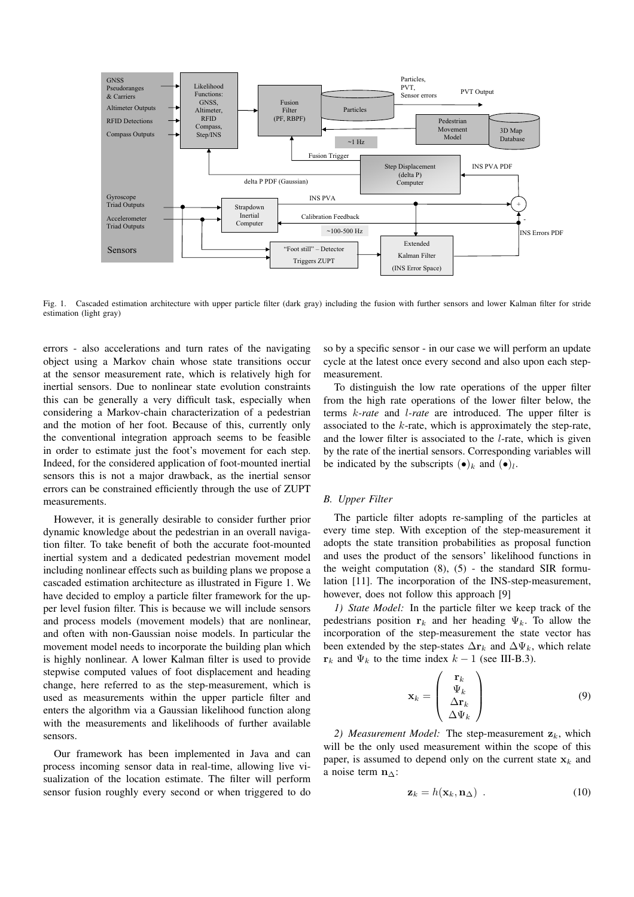GNSS Pseudoranges & Carriers
Altimeter Outputs
RFID Detections
Compass Outputs
Likelihood Functions: GNSS, Altimeter, RFID Compass, Step/INS
Fusion Filter (PF, RBPF)
Particles
Particles, PVT, Sensor errors
PVT Output
Pedestrian Movement Model
3D Map Database
~1 Hz
Fusion Trigger
Step Displacement (delta P) Computer
INS PVA PDF
delta P PDF (Gaussian)
Gyroscope Triad Outputs
Accelerometer Triad Outputs
Strapdown Inertial Computer
INS PVA
Calibration Feedback
~100-500 Hz
INS Errors PDF
Sensors
"Foot still" – Detector Triggers ZUPT
Extended Kalman Filter (INS Error Space)

Fig. 1. Cascaded estimation architecture with upper particle filter (dark gray) including the fusion with further sensors and lower Kalman filter for stride estimation (light gray)

errors - also accelerations and turn rates of the navigating object using a Markov chain whose state transitions occur at the sensor measurement rate, which is relatively high for inertial sensors. Due to nonlinear state evolution constraints this can be generally a very difficult task, especially when considering a Markov-chain characterization of a pedestrian and the motion of her foot. Because of this, currently only the conventional integration approach seems to be feasible in order to estimate just the foot's movement for each step. Indeed, for the considered application of foot-mounted inertial sensors this is not a major drawback, as the inertial sensor errors can be constrained efficiently through the use of ZUPT measurements.

However, it is generally desirable to consider further prior dynamic knowledge about the pedestrian in an overall navigation filter. To take benefit of both the accurate foot-mounted inertial system and a dedicated pedestrian movement model including nonlinear effects such as building plans we propose a cascaded estimation architecture as illustrated in Figure 1. We have decided to employ a particle filter framework for the upper level fusion filter. This is because we will include sensors and process models (movement models) that are nonlinear, and often with non-Gaussian noise models. In particular the movement model needs to incorporate the building plan which is highly nonlinear. A lower Kalman filter is used to provide stepwise computed values of foot displacement and heading change, here referred to as the step-measurement, which is used as measurements within the upper particle filter and enters the algorithm via a Gaussian likelihood function along with the measurements and likelihoods of further available sensors.

Our framework has been implemented in Java and can process incoming sensor data in real-time, allowing live visualization of the location estimate. The filter will perform sensor fusion roughly every second or when triggered to do so by a specific sensor - in our case we will perform an update cycle at the latest once every second and also upon each step-measurement.

To distinguish the low rate operations of the upper filter from the high rate operations of the lower filter below, the terms $k$*-rate* and $l$*-rate* are introduced. The upper filter is associated to the $k$-rate, which is approximately the step-rate, and the lower filter is associated to the $l$-rate, which is given by the rate of the inertial sensors. Corresponding variables will be indicated by the subscripts $(\bullet)_k$ and $(\bullet)_l$.

### B. Upper Filter

The particle filter adopts re-sampling of the particles at every time step. With exception of the step-measurement it adopts the state transition probabilities as proposal function and uses the product of the sensors' likelihood functions in the weight computation (8), (5) - the standard SIR formulation [11]. The incorporation of the INS-step-measurement, however, does not follow this approach [9]

*1) State Model:* In the particle filter we keep track of the pedestrians position $\mathbf{r}_k$ and her heading $\Psi_k$. To allow the incorporation of the step-measurement the state vector has been extended by the step-states $\Delta\mathbf{r}_k$ and $\Delta\Psi_k$, which relate $\mathbf{r}_k$ and $\Psi_k$ to the time index $k-1$ (see III-B.3).

$$\mathbf{x}_k = \begin{pmatrix} \mathbf{r}_k \\ \Psi_k \\ \Delta\mathbf{r}_k \\ \Delta\Psi_k \end{pmatrix} \tag{9}$$

*2) Measurement Model:* The step-measurement $\mathbf{z}_k$, which will be the only used measurement within the scope of this paper, is assumed to depend only on the current state $\mathbf{x}_k$ and a noise term $\mathbf{n}_\Delta$:

$$\mathbf{z}_k = h(\mathbf{x}_k, \mathbf{n}_\Delta) \ . \tag{10}$$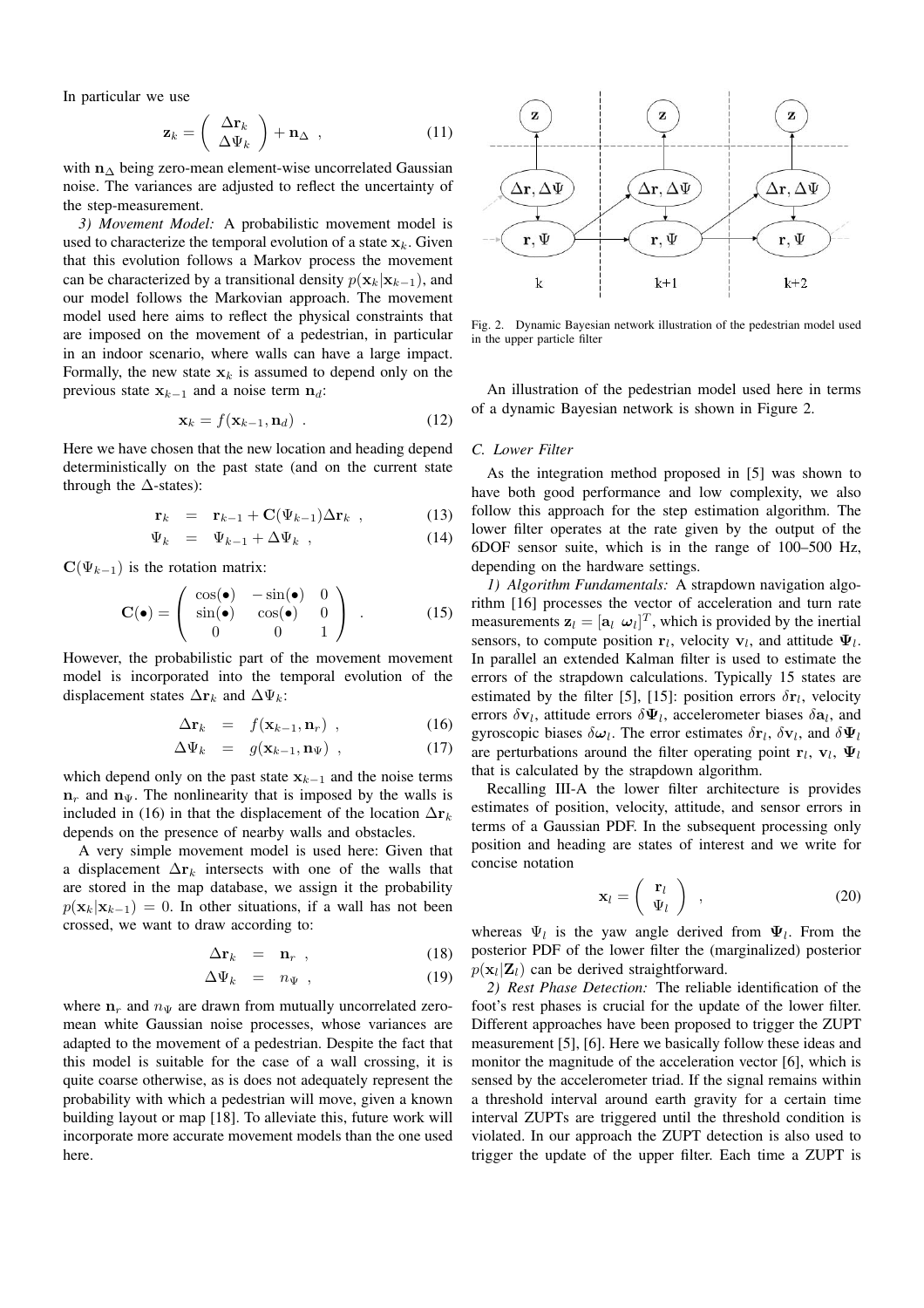In particular we use

$$\mathbf{z}_k = \begin{pmatrix} \Delta \mathbf{r}_k \\ \Delta \Psi_k \end{pmatrix} + \mathbf{n}_\Delta \ , \tag{11}$$

with $\mathbf{n}_\Delta$ being zero-mean element-wise uncorrelated Gaussian noise. The variances are adjusted to reflect the uncertainty of the step-measurement.

*3) Movement Model:* A probabilistic movement model is used to characterize the temporal evolution of a state $\mathbf{x}_k$. Given that this evolution follows a Markov process the movement can be characterized by a transitional density $p(\mathbf{x}_k|\mathbf{x}_{k-1})$, and our model follows the Markovian approach. The movement model used here aims to reflect the physical constraints that are imposed on the movement of a pedestrian, in particular in an indoor scenario, where walls can have a large impact. Formally, the new state $\mathbf{x}_k$ is assumed to depend only on the previous state $\mathbf{x}_{k-1}$ and a noise term $\mathbf{n}_d$:

$$\mathbf{x}_k = f(\mathbf{x}_{k-1}, \mathbf{n}_d) \ . \tag{12}$$

Here we have chosen that the new location and heading depend deterministically on the past state (and on the current state through the $\Delta$-states):

$$\mathbf{r}_k = \mathbf{r}_{k-1} + \mathbf{C}(\Psi_{k-1})\Delta \mathbf{r}_k \ , \tag{13}$$

$$\Psi_k = \Psi_{k-1} + \Delta \Psi_k \ , \tag{14}$$

$\mathbf{C}(\Psi_{k-1})$ is the rotation matrix:

$$\mathbf{C}(\bullet) = \begin{pmatrix} \cos(\bullet) & -\sin(\bullet) & 0 \\ \sin(\bullet) & \cos(\bullet) & 0 \\ 0 & 0 & 1 \end{pmatrix} \ . \tag{15}$$

However, the probabilistic part of the movement movement model is incorporated into the temporal evolution of the displacement states $\Delta \mathbf{r}_k$ and $\Delta \Psi_k$:

$$\Delta \mathbf{r}_k = f(\mathbf{x}_{k-1}, \mathbf{n}_r) \ , \tag{16}$$

$$\Delta \Psi_k = g(\mathbf{x}_{k-1}, \mathbf{n}_\Psi) \ , \tag{17}$$

which depend only on the past state $\mathbf{x}_{k-1}$ and the noise terms $\mathbf{n}_r$ and $\mathbf{n}_\Psi$. The nonlinearity that is imposed by the walls is included in (16) in that the displacement of the location $\Delta \mathbf{r}_k$ depends on the presence of nearby walls and obstacles.

A very simple movement model is used here: Given that a displacement $\Delta \mathbf{r}_k$ intersects with one of the walls that are stored in the map database, we assign it the probability $p(\mathbf{x}_k|\mathbf{x}_{k-1}) = 0$. In other situations, if a wall has not been crossed, we want to draw according to:

$$\Delta \mathbf{r}_k = \mathbf{n}_r \ , \tag{18}$$

$$\Delta \Psi_k = n_\Psi \ , \tag{19}$$

where $\mathbf{n}_r$ and $n_\Psi$ are drawn from mutually uncorrelated zero-mean white Gaussian noise processes, whose variances are adapted to the movement of a pedestrian. Despite the fact that this model is suitable for the case of a wall crossing, it is quite coarse otherwise, as is does not adequately represent the probability with which a pedestrian will move, given a known building layout or map [18]. To alleviate this, future work will incorporate more accurate movement models than the one used here.

Fig. 2. Dynamic Bayesian network illustration of the pedestrian model used in the upper particle filter

An illustration of the pedestrian model used here in terms of a dynamic Bayesian network is shown in Figure 2.

### C. Lower Filter

As the integration method proposed in [5] was shown to have both good performance and low complexity, we also follow this approach for the step estimation algorithm. The lower filter operates at the rate given by the output of the 6DOF sensor suite, which is in the range of 100–500 Hz, depending on the hardware settings.

*1) Algorithm Fundamentals:* A strapdown navigation algorithm [16] processes the vector of acceleration and turn rate measurements $\mathbf{z}_l = [\mathbf{a}_l \ \boldsymbol{\omega}_l]^T$, which is provided by the inertial sensors, to compute position $\mathbf{r}_l$, velocity $\mathbf{v}_l$, and attitude $\boldsymbol{\Psi}_l$. In parallel an extended Kalman filter is used to estimate the errors of the strapdown calculations. Typically 15 states are estimated by the filter [5], [15]: position errors $\delta \mathbf{r}_l$, velocity errors $\delta \mathbf{v}_l$, attitude errors $\delta \boldsymbol{\Psi}_l$, accelerometer biases $\delta \mathbf{a}_l$, and gyroscopic biases $\delta \boldsymbol{\omega}_l$. The error estimates $\delta \mathbf{r}_l$, $\delta \mathbf{v}_l$, and $\delta \boldsymbol{\Psi}_l$ are perturbations around the filter operating point $\mathbf{r}_l$, $\mathbf{v}_l$, $\boldsymbol{\Psi}_l$ that is calculated by the strapdown algorithm.

Recalling III-A the lower filter architecture is provides estimates of position, velocity, attitude, and sensor errors in terms of a Gaussian PDF. In the subsequent processing only position and heading are states of interest and we write for concise notation

$$\mathbf{x}_l = \begin{pmatrix} \mathbf{r}_l \\ \Psi_l \end{pmatrix} \ , \tag{20}$$

whereas $\Psi_l$ is the yaw angle derived from $\boldsymbol{\Psi}_l$. From the posterior PDF of the lower filter the (marginalized) posterior $p(\mathbf{x}_l|\mathbf{Z}_l)$ can be derived straightforward.

*2) Rest Phase Detection:* The reliable identification of the foot's rest phases is crucial for the update of the lower filter. Different approaches have been proposed to trigger the ZUPT measurement [5], [6]. Here we basically follow these ideas and monitor the magnitude of the acceleration vector [6], which is sensed by the accelerometer triad. If the signal remains within a threshold interval around earth gravity for a certain time interval ZUPTs are triggered until the threshold condition is violated. In our approach the ZUPT detection is also used to trigger the update of the upper filter. Each time a ZUPT is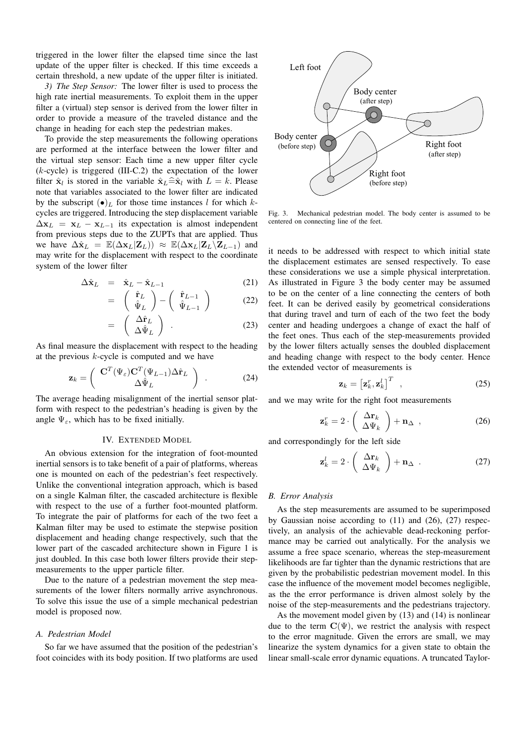triggered in the lower filter the elapsed time since the last update of the upper filter is checked. If this time exceeds a certain threshold, a new update of the upper filter is initiated.

*3) The Step Sensor:* The lower filter is used to process the high rate inertial measurements. To exploit them in the upper filter a (virtual) step sensor is derived from the lower filter in order to provide a measure of the traveled distance and the change in heading for each step the pedestrian makes.

To provide the step measurements the following operations are performed at the interface between the lower filter and the virtual step sensor: Each time a new upper filter cycle ($k$-cycle) is triggered (III-C.2) the expectation of the lower filter $\hat{\mathbf{x}}_l$ is stored in the variable $\hat{\mathbf{x}}_L \widehat{=} \hat{\mathbf{x}}_l$ with $L = k$. Please note that variables associated to the lower filter are indicated by the subscript $(\bullet)_L$ for those time instances $l$ for which $k$-cycles are triggered. Introducing the step displacement variable $\Delta\mathbf{x}_L = \mathbf{x}_L - \mathbf{x}_{L-1}$ its expectation is almost independent from previous steps due to the ZUPTs that are applied. Thus we have $\Delta\hat{\mathbf{x}}_L = \mathbb{E}(\Delta\mathbf{x}_L|\mathbf{Z}_L)) \approx \mathbb{E}(\Delta\mathbf{x}_L|\mathbf{Z}_L \backslash \mathbf{Z}_{L-1})$ and may write for the displacement with respect to the coordinate system of the lower filter

$$\Delta\hat{\mathbf{x}}_L = \hat{\mathbf{x}}_L - \hat{\mathbf{x}}_{L-1} \tag{21}$$

$$= \begin{pmatrix} \hat{\mathbf{r}}_L \\ \hat{\Psi}_L \end{pmatrix} - \begin{pmatrix} \hat{\mathbf{r}}_{L-1} \\ \hat{\Psi}_{L-1} \end{pmatrix} \tag{22}$$

$$= \begin{pmatrix} \Delta\hat{\mathbf{r}}_L \\ \Delta\hat{\Psi}_L \end{pmatrix} . \tag{23}$$

As final measure the displacement with respect to the heading at the previous $k$-cycle is computed and we have

$$\mathbf{z}_k = \begin{pmatrix} \mathbf{C}^T(\Psi_\varepsilon)\mathbf{C}^T(\Psi_{L-1})\Delta\hat{\mathbf{r}}_L \\ \Delta\hat{\Psi}_L \end{pmatrix} . \tag{24}$$

The average heading misalignment of the inertial sensor platform with respect to the pedestrian's heading is given by the angle $\Psi_\varepsilon$, which has to be fixed initially.

## IV. Extended Model

An obvious extension for the integration of foot-mounted inertial sensors is to take benefit of a pair of platforms, whereas one is mounted on each of the pedestrian's feet respectively. Unlike the conventional integration approach, which is based on a single Kalman filter, the cascaded architecture is flexible with respect to the use of a further foot-mounted platform. To integrate the pair of platforms for each of the two feet a Kalman filter may be used to estimate the stepwise position displacement and heading change respectively, such that the lower part of the cascaded architecture shown in Figure 1 is just doubled. In this case both lower filters provide their step-measurements to the upper particle filter.

Due to the nature of a pedestrian movement the step measurements of the lower filters normally arrive asynchronous. To solve this issue the use of a simple mechanical pedestrian model is proposed now.

### A. Pedestrian Model

So far we have assumed that the position of the pedestrian's foot coincides with its body position. If two platforms are used it needs to be addressed with respect to which initial state the displacement estimates are sensed respectively. To ease these considerations we use a simple physical interpretation. As illustrated in Figure 3 the body center may be assumed to be on the center of a line connecting the centers of both feet. It can be derived easily by geometrical considerations that during travel and turn of each of the two feet the body center and heading undergoes a change of exact the half of the feet ones. Thus each of the step-measurements provided by the lower filters actually senses the doubled displacement and heading change with respect to the body center. Hence the extended vector of measurements is

Fig. 3. Mechanical pedestrian model. The body center is assumed to be centered on connecting line of the feet.

$$\mathbf{z}_k = \left[\mathbf{z}_k^r, \mathbf{z}_k^l\right]^T , \tag{25}$$

and we may write for the right foot measurements

$$\mathbf{z}_k^r = 2 \cdot \begin{pmatrix} \Delta\mathbf{r}_k \\ \Delta\Psi_k \end{pmatrix} + \mathbf{n}_\Delta , \tag{26}$$

and correspondingly for the left side

$$\mathbf{z}_k^l = 2 \cdot \begin{pmatrix} \Delta\mathbf{r}_k \\ \Delta\Psi_k \end{pmatrix} + \mathbf{n}_\Delta . \tag{27}$$

### B. Error Analysis

As the step measurements are assumed to be superimposed by Gaussian noise according to (11) and (26), (27) respectively, an analysis of the achievable dead-reckoning performance may be carried out analytically. For the analysis we assume a free space scenario, whereas the step-measurement likelihoods are far tighter than the dynamic restrictions that are given by the probabilistic pedestrian movement model. In this case the influence of the movement model becomes negligible, as the the error performance is driven almost solely by the noise of the step-measurements and the pedestrians trajectory.

As the movement model given by (13) and (14) is nonlinear due to the term $\mathbf{C}(\Psi)$, we restrict the analysis with respect to the error magnitude. Given the errors are small, we may linearize the system dynamics for a given state to obtain the linear small-scale error dynamic equations. A truncated Taylor-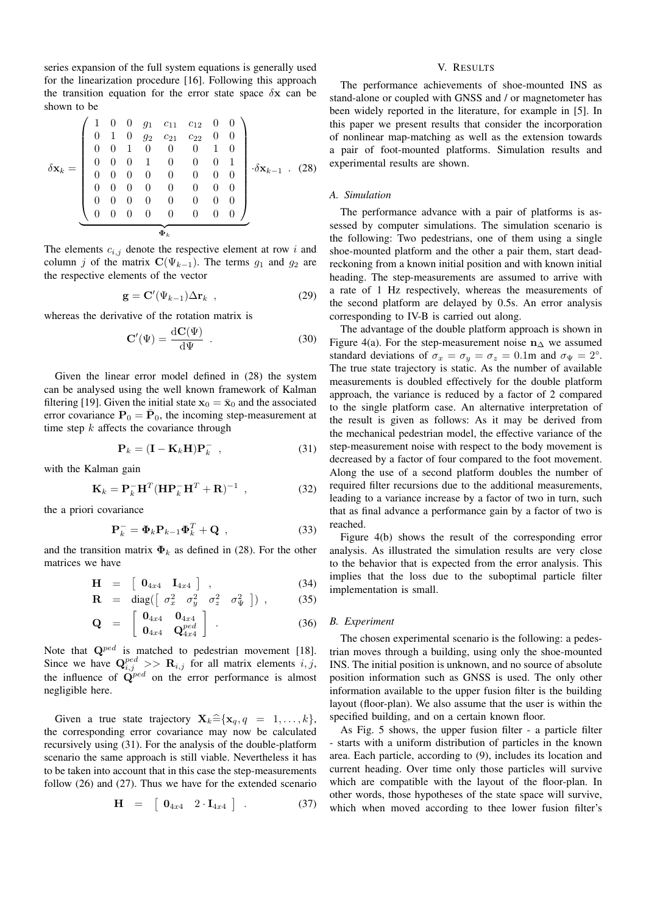series expansion of the full system equations is generally used for the linearization procedure [16]. Following this approach the transition equation for the error state space $\delta\mathbf{x}$ can be shown to be

$$\delta\mathbf{x}_k = \underbrace{\begin{pmatrix} 1 & 0 & 0 & g_1 & c_{11} & c_{12} & 0 & 0 \\ 0 & 1 & 0 & g_2 & c_{21} & c_{22} & 0 & 0 \\ 0 & 0 & 1 & 0 & 0 & 0 & 1 & 0 \\ 0 & 0 & 0 & 1 & 0 & 0 & 0 & 1 \\ 0 & 0 & 0 & 0 & 0 & 0 & 0 & 0 \\ 0 & 0 & 0 & 0 & 0 & 0 & 0 & 0 \\ 0 & 0 & 0 & 0 & 0 & 0 & 0 & 0 \\ 0 & 0 & 0 & 0 & 0 & 0 & 0 & 0 \end{pmatrix}}_{\mathbf{\Phi}_k} \cdot \delta\mathbf{x}_{k-1} \ . \quad (28)$$

The elements $c_{i,j}$ denote the respective element at row $i$ and column $j$ of the matrix $\mathbf{C}(\Psi_{k-1})$. The terms $g_1$ and $g_2$ are the respective elements of the vector

$$\mathbf{g} = \mathbf{C}'(\Psi_{k-1})\Delta\mathbf{r}_k \ , \quad (29)$$

whereas the derivative of the rotation matrix is

$$\mathbf{C}'(\Psi) = \frac{\mathrm{d}\mathbf{C}(\Psi)}{\mathrm{d}\Psi} \ . \quad (30)$$

Given the linear error model defined in (28) the system can be analysed using the well known framework of Kalman filtering [19]. Given the initial state $\mathbf{x}_0 = \bar{\mathbf{x}}_0$ and the associated error covariance $\mathbf{P}_0 = \bar{\mathbf{P}}_0$, the incoming step-measurement at time step $k$ affects the covariance through

$$\mathbf{P}_k = (\mathbf{I} - \mathbf{K}_k\mathbf{H})\mathbf{P}_k^- \ , \quad (31)$$

with the Kalman gain

$$\mathbf{K}_k = \mathbf{P}_k^-\mathbf{H}^T(\mathbf{H}\mathbf{P}_k^-\mathbf{H}^T + \mathbf{R})^{-1} \ , \quad (32)$$

the a priori covariance

$$\mathbf{P}_k^- = \mathbf{\Phi}_k\mathbf{P}_{k-1}\mathbf{\Phi}_k^T + \mathbf{Q} \ , \quad (33)$$

and the transition matrix $\mathbf{\Phi}_k$ as defined in (28). For the other matrices we have

$$\mathbf{H} = \begin{bmatrix} \mathbf{0}_{4x4} & \mathbf{I}_{4x4} \end{bmatrix} \ , \quad (34)$$

$$\mathbf{R} = \mathrm{diag}(\begin{bmatrix} \sigma_x^2 & \sigma_y^2 & \sigma_z^2 & \sigma_\Psi^2 \end{bmatrix}) \ , \quad (35)$$

$$\mathbf{Q} = \begin{bmatrix} \mathbf{0}_{4x4} & \mathbf{0}_{4x4} \\ \mathbf{0}_{4x4} & \mathbf{Q}_{4x4}^{ped} \end{bmatrix} \ . \quad (36)$$

Note that $\mathbf{Q}^{ped}$ is matched to pedestrian movement [18]. Since we have $\mathbf{Q}_{i,j}^{ped} >> \mathbf{R}_{i,j}$ for all matrix elements $i, j$, the influence of $\mathbf{Q}^{ped}$ on the error performance is almost negligible here.

Given a true state trajectory $\mathbf{X}_k \widehat{=} \{\mathbf{x}_q, q = 1, \ldots, k\}$, the corresponding error covariance may now be calculated recursively using (31). For the analysis of the double-platform scenario the same approach is still viable. Nevertheless it has to be taken into account that in this case the step-measurements follow (26) and (27). Thus we have for the extended scenario

$$\mathbf{H} = \begin{bmatrix} \mathbf{0}_{4x4} & 2 \cdot \mathbf{I}_{4x4} \end{bmatrix} \ . \quad (37)$$

## V. Results

The performance achievements of shoe-mounted INS as stand-alone or coupled with GNSS and / or magnetometer has been widely reported in the literature, for example in [5]. In this paper we present results that consider the incorporation of nonlinear map-matching as well as the extension towards a pair of foot-mounted platforms. Simulation results and experimental results are shown.

### A. Simulation

The performance advance with a pair of platforms is assessed by computer simulations. The simulation scenario is the following: Two pedestrians, one of them using a single shoe-mounted platform and the other a pair them, start dead-reckoning from a known initial position and with known initial heading. The step-measurements are assumed to arrive with a rate of 1 Hz respectively, whereas the measurements of the second platform are delayed by 0.5s. An error analysis corresponding to IV-B is carried out along.

The advantage of the double platform approach is shown in Figure 4(a). For the step-measurement noise $\mathbf{n}_\Delta$ we assumed standard deviations of $\sigma_x = \sigma_y = \sigma_z = 0.1$m and $\sigma_\Psi = 2°$. The true state trajectory is static. As the number of available measurements is doubled effectively for the double platform approach, the variance is reduced by a factor of 2 compared to the single platform case. An alternative interpretation of the result is given as follows: As it may be derived from the mechanical pedestrian model, the effective variance of the step-measurement noise with respect to the body movement is decreased by a factor of four compared to the foot movement. Along the use of a second platform doubles the number of required filter recursions due to the additional measurements, leading to a variance increase by a factor of two in turn, such that as final advance a performance gain by a factor of two is reached.

Figure 4(b) shows the result of the corresponding error analysis. As illustrated the simulation results are very close to the behavior that is expected from the error analysis. This implies that the loss due to the suboptimal particle filter implementation is small.

### B. Experiment

The chosen experimental scenario is the following: a pedestrian moves through a building, using only the shoe-mounted INS. The initial position is unknown, and no source of absolute position information such as GNSS is used. The only other information available to the upper fusion filter is the building layout (floor-plan). We also assume that the user is within the specified building, and on a certain known floor.

As Fig. 5 shows, the upper fusion filter - a particle filter - starts with a uniform distribution of particles in the known area. Each particle, according to (9), includes its location and current heading. Over time only those particles will survive which are compatible with the layout of the floor-plan. In other words, those hypotheses of the state space will survive, which when moved according to thee lower fusion filter's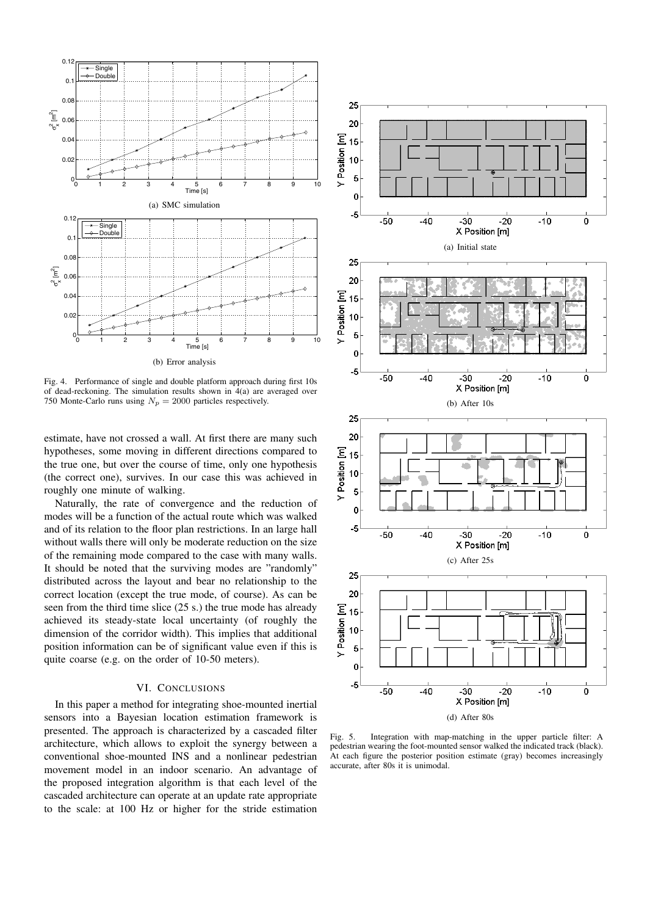(a) SMC simulation

(b) Error analysis

Fig. 4. Performance of single and double platform approach during first 10s of dead-reckoning. The simulation results shown in 4(a) are averaged over 750 Monte-Carlo runs using $N_p = 2000$ particles respectively.

estimate, have not crossed a wall. At first there are many such hypotheses, some moving in different directions compared to the true one, but over the course of time, only one hypothesis (the correct one), survives. In our case this was achieved in roughly one minute of walking.

Naturally, the rate of convergence and the reduction of modes will be a function of the actual route which was walked and of its relation to the floor plan restrictions. In an large hall without walls there will only be moderate reduction on the size of the remaining mode compared to the case with many walls. It should be noted that the surviving modes are "randomly" distributed across the layout and bear no relationship to the correct location (except the true mode, of course). As can be seen from the third time slice (25 s.) the true mode has already achieved its steady-state local uncertainty (of roughly the dimension of the corridor width). This implies that additional position information can be of significant value even if this is quite coarse (e.g. on the order of 10-50 meters).

## VI. Conclusions

In this paper a method for integrating shoe-mounted inertial sensors into a Bayesian location estimation framework is presented. The approach is characterized by a cascaded filter architecture, which allows to exploit the synergy between a conventional shoe-mounted INS and a nonlinear pedestrian movement model in an indoor scenario. An advantage of the proposed integration algorithm is that each level of the cascaded architecture can operate at an update rate appropriate to the scale: at 100 Hz or higher for the stride estimation

(a) Initial state

(b) After 10s

(c) After 25s

(d) After 80s

Fig. 5. Integration with map-matching in the upper particle filter: A pedestrian wearing the foot-mounted sensor walked the indicated track (black). At each figure the posterior position estimate (gray) becomes increasingly accurate, after 80s it is unimodal.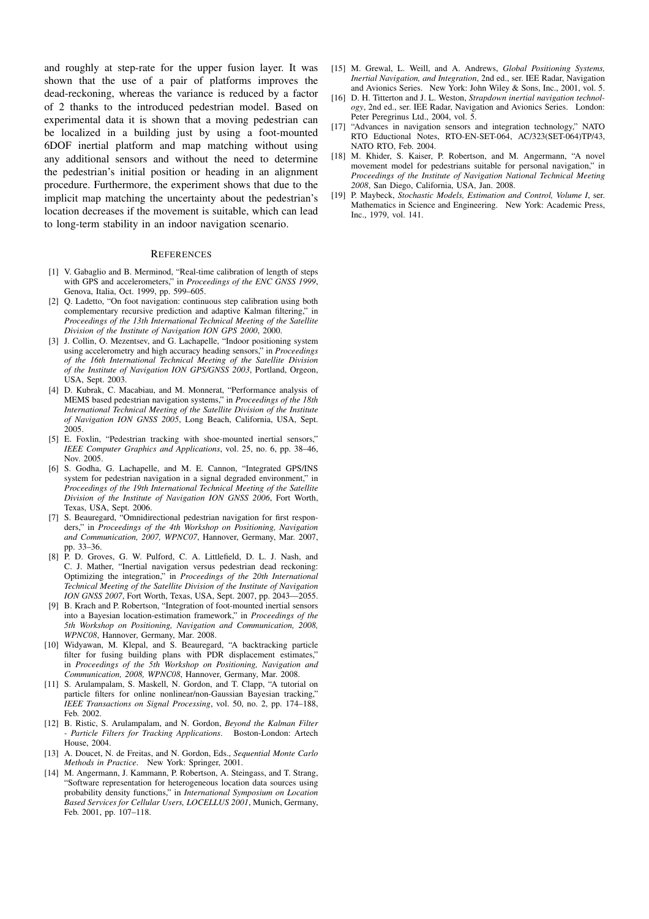and roughly at step-rate for the upper fusion layer. It was shown that the use of a pair of platforms improves the dead-reckoning, whereas the variance is reduced by a factor of 2 thanks to the introduced pedestrian model. Based on experimental data it is shown that a moving pedestrian can be localized in a building just by using a foot-mounted 6DOF inertial platform and map matching without using any additional sensors and without the need to determine the pedestrian's initial position or heading in an alignment procedure. Furthermore, the experiment shows that due to the implicit map matching the uncertainty about the pedestrian's location decreases if the movement is suitable, which can lead to long-term stability in an indoor navigation scenario.

## References

[1] V. Gabaglio and B. Merminod, "Real-time calibration of length of steps with GPS and accelerometers," in *Proceedings of the ENC GNSS 1999*, Genova, Italia, Oct. 1999, pp. 599–605.

[2] Q. Ladetto, "On foot navigation: continuous step calibration using both complementary recursive prediction and adaptive Kalman filtering," in *Proceedings of the 13th International Technical Meeting of the Satellite Division of the Institute of Navigation ION GPS 2000*, 2000.

[3] J. Collin, O. Mezentsev, and G. Lachapelle, "Indoor positioning system using accelerometry and high accuracy heading sensors," in *Proceedings of the 16th International Technical Meeting of the Satellite Division of the Institute of Navigation ION GPS/GNSS 2003*, Portland, Orgeon, USA, Sept. 2003.

[4] D. Kubrak, C. Macabiau, and M. Monnerat, "Performance analysis of MEMS based pedestrian navigation systems," in *Proceedings of the 18th International Technical Meeting of the Satellite Division of the Institute of Navigation ION GNSS 2005*, Long Beach, California, USA, Sept. 2005.

[5] E. Foxlin, "Pedestrian tracking with shoe-mounted inertial sensors," *IEEE Computer Graphics and Applications*, vol. 25, no. 6, pp. 38–46, Nov. 2005.

[6] S. Godha, G. Lachapelle, and M. E. Cannon, "Integrated GPS/INS system for pedestrian navigation in a signal degraded environment," in *Proceedings of the 19th International Technical Meeting of the Satellite Division of the Institute of Navigation ION GNSS 2006*, Fort Worth, Texas, USA, Sept. 2006.

[7] S. Beauregard, "Omnidirectional pedestrian navigation for first responders," in *Proceedings of the 4th Workshop on Positioning, Navigation and Communication, 2007, WPNC07*, Hannover, Germany, Mar. 2007, pp. 33–36.

[8] P. D. Groves, G. W. Pulford, C. A. Littlefield, D. L. J. Nash, and C. J. Mather, "Inertial navigation versus pedestrian dead reckoning: Optimizing the integration," in *Proceedings of the 20th International Technical Meeting of the Satellite Division of the Institute of Navigation ION GNSS 2007*, Fort Worth, Texas, USA, Sept. 2007, pp. 2043—2055.

[9] B. Krach and P. Robertson, "Integration of foot-mounted inertial sensors into a Bayesian location-estimation framework," in *Proceedings of the 5th Workshop on Positioning, Navigation and Communication, 2008, WPNC08*, Hannover, Germany, Mar. 2008.

[10] Widyawan, M. Klepal, and S. Beauregard, "A backtracking particle filter for fusing building plans with PDR displacement estimates," in *Proceedings of the 5th Workshop on Positioning, Navigation and Communication, 2008, WPNC08*, Hannover, Germany, Mar. 2008.

[11] S. Arulampalam, S. Maskell, N. Gordon, and T. Clapp, "A tutorial on particle filters for online nonlinear/non-Gaussian Bayesian tracking," *IEEE Transactions on Signal Processing*, vol. 50, no. 2, pp. 174–188, Feb. 2002.

[12] B. Ristic, S. Arulampalam, and N. Gordon, *Beyond the Kalman Filter - Particle Filters for Tracking Applications*. Boston-London: Artech House, 2004.

[13] A. Doucet, N. de Freitas, and N. Gordon, Eds., *Sequential Monte Carlo Methods in Practice*. New York: Springer, 2001.

[14] M. Angermann, J. Kammann, P. Robertson, A. Steingass, and T. Strang, "Software representation for heterogeneous location data sources using probability density functions," in *International Symposium on Location Based Services for Cellular Users, LOCELLUS 2001*, Munich, Germany, Feb. 2001, pp. 107–118.

[15] M. Grewal, L. Weill, and A. Andrews, *Global Positioning Systems, Inertial Navigation, and Integration*, 2nd ed., ser. IEE Radar, Navigation and Avionics Series. New York: John Wiley & Sons, Inc., 2001, vol. 5.

[16] D. H. Titterton and J. L. Weston, *Strapdown inertial navigation technology*, 2nd ed., ser. IEE Radar, Navigation and Avionics Series. London: Peter Peregrinus Ltd., 2004, vol. 5.

[17] "Advances in navigation sensors and integration technology," NATO RTO Eductional Notes, RTO-EN-SET-064, AC/323(SET-064)TP/43, NATO RTO, Feb. 2004.

[18] M. Khider, S. Kaiser, P. Robertson, and M. Angermann, "A novel movement model for pedestrians suitable for personal navigation," in *Proceedings of the Institute of Navigation National Technical Meeting 2008*, San Diego, California, USA, Jan. 2008.

[19] P. Maybeck, *Stochastic Models, Estimation and Control, Volume I*, ser. Mathematics in Science and Engineering. New York: Academic Press, Inc., 1979, vol. 141.